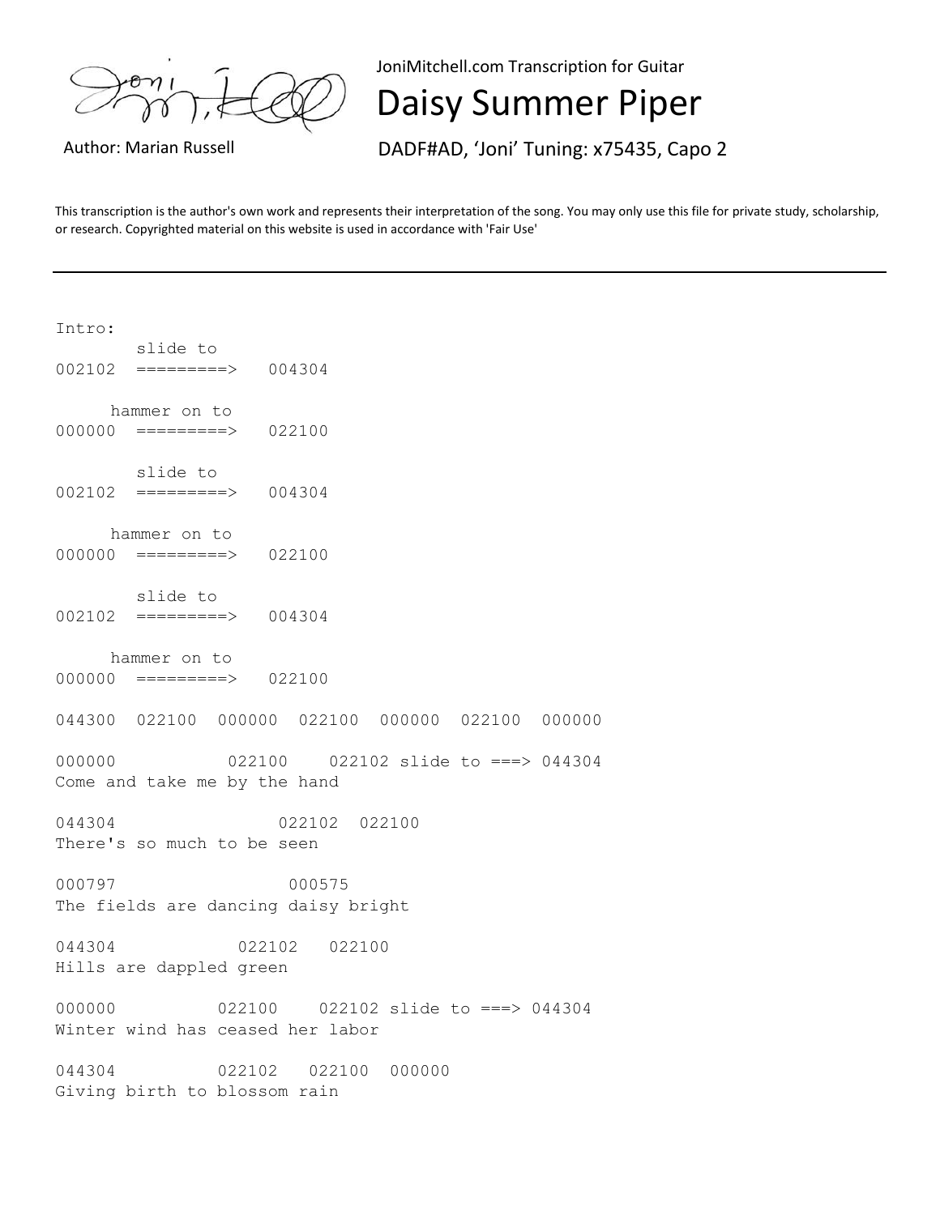JoniMitchell.com Transcription for Guitar

# Daisy Summer Piper

Author: Marian Russell

DADF#AD, 'Joni' Tuning: x75435, Capo 2

This transcription is the author's own work and represents their interpretation of the song. You may only use this file for private study, scholarship, or research. Copyrighted material on this website is used in accordance with 'Fair Use'

---

```
Intro:
        slide to
002102  =========>   004304

     hammer on to
000000  =========>   022100

        slide to
002102  =========>   004304

     hammer on to
000000  =========>   022100

        slide to
002102  =========>   004304

     hammer on to
000000  =========>   022100

044300  022100  000000  022100  000000  022100  000000

000000           022100    022102 slide to ===> 044304
Come and take me by the hand

044304                 022102  022100
There's so much to be seen

000797                  000575
The fields are dancing daisy bright

044304             022102   022100
Hills are dappled green

000000           022100    022102 slide to ===> 044304
Winter wind has ceased her labor

044304           022102   022100  000000
Giving birth to blossom rain
```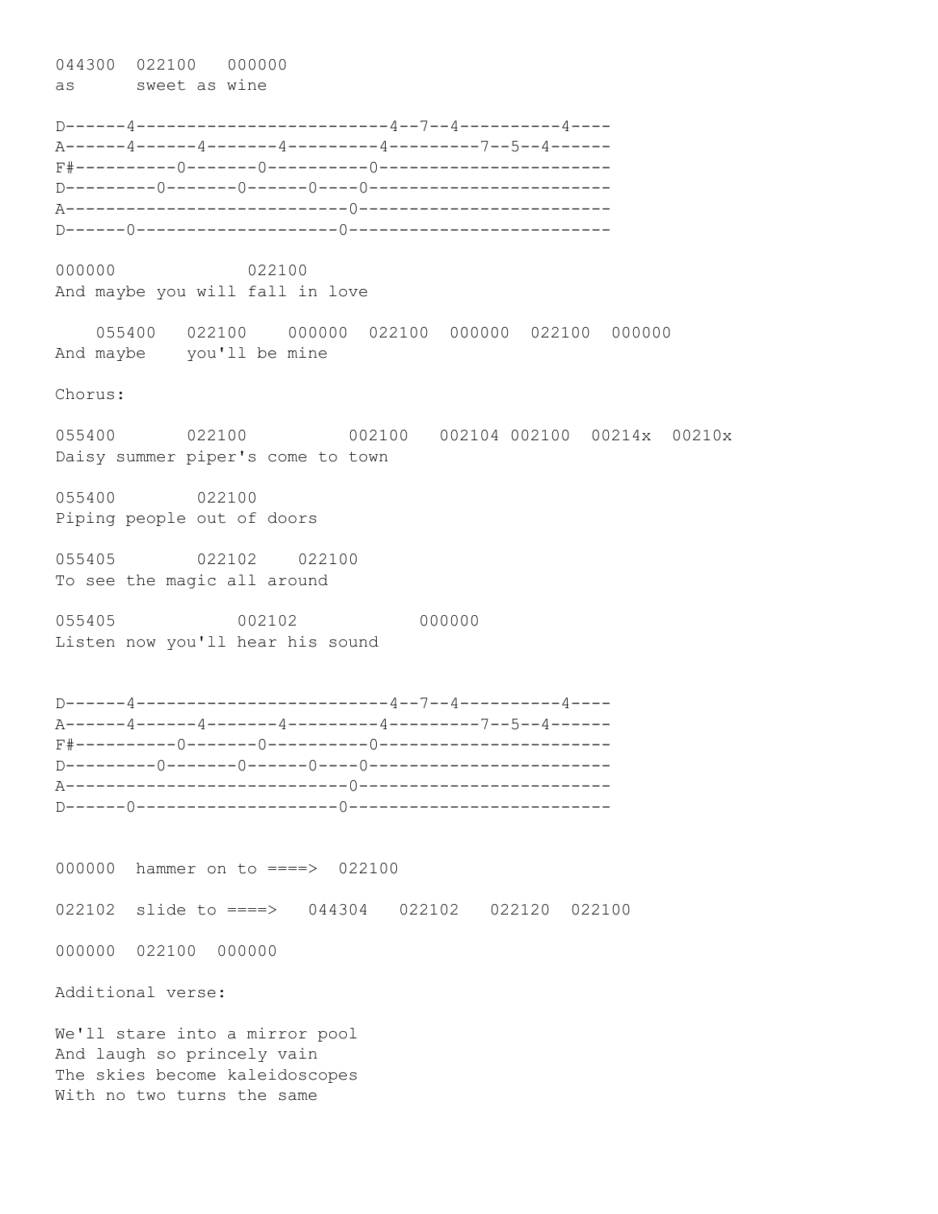```
044300  022100   000000
as      sweet as wine

D------4-------------------------4--7--4----------4----
A------4------4-------4---------4---------7--5--4------
F#----------0-------0----------0-----------------------
D---------0-------0------0----0------------------------
A---------------------------0-------------------------
D------0--------------------0--------------------------

000000             022100
And maybe you will fall in love

    055400   022100    000000  022100  000000  022100  000000
And maybe    you'll be mine
```

Chorus:

```
055400       022100          002100   002104 002100  00214x  00210x
Daisy summer piper's come to town

055400        022100
Piping people out of doors

055405        022102    022100
To see the magic all around

055405            002102            000000
Listen now you'll hear his sound


D------4-------------------------4--7--4----------4----
A------4------4-------4---------4---------7--5--4------
F#----------0-------0----------0-----------------------
D---------0-------0------0----0------------------------
A---------------------------0-------------------------
D------0--------------------0--------------------------


000000  hammer on to ====>  022100

022102  slide to ====>   044304   022102   022120  022100

000000  022100  000000
```

Additional verse:

We'll stare into a mirror pool
And laugh so princely vain
The skies become kaleidoscopes
With no two turns the same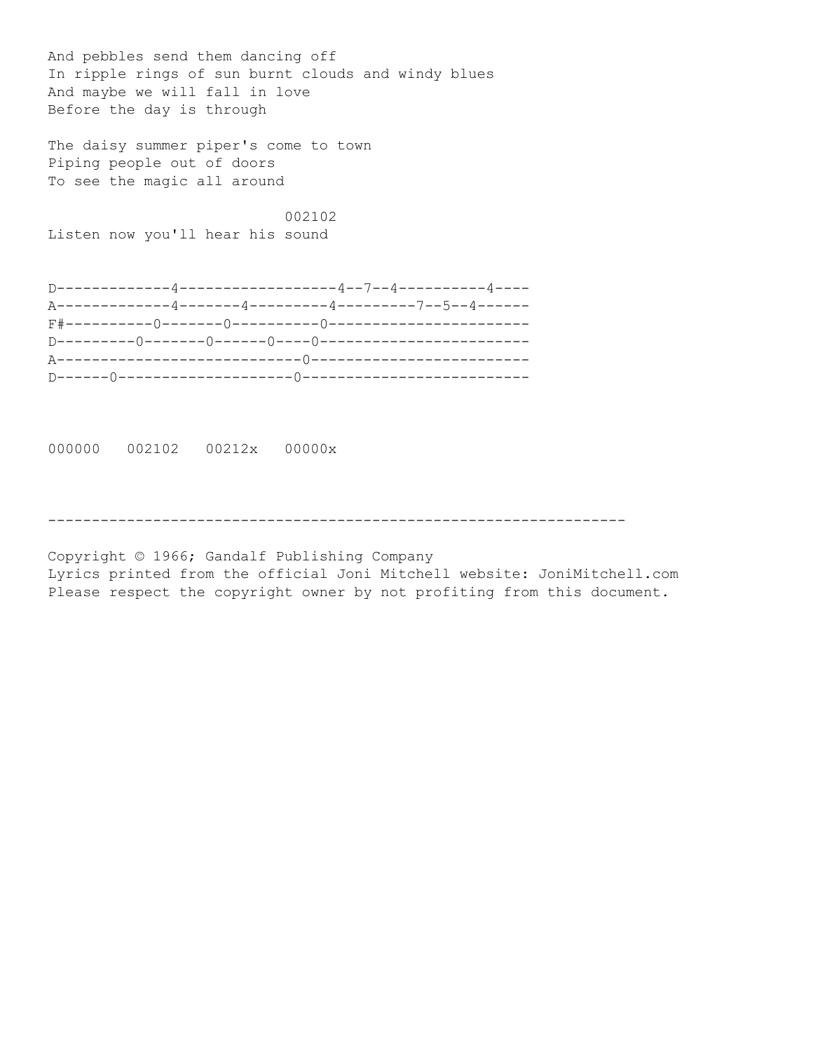And pebbles send them dancing off
In ripple rings of sun burnt clouds and windy blues
And maybe we will fall in love
Before the day is through

The daisy summer piper's come to town
Piping people out of doors
To see the magic all around

```
                           002102
Listen now you'll hear his sound
```

```
D-------------4-----------------4--7--4----------4----
A-------------4-------4---------4---------7--5--4------
F#----------0-------0----------0----------------------
D---------0-------0------0----0------------------------
A----------------------------0-------------------------
D------0--------------------0--------------------------
```

```
000000   002102   00212x   00000x
```

---

Copyright © 1966; Gandalf Publishing Company
Lyrics printed from the official Joni Mitchell website: JoniMitchell.com
Please respect the copyright owner by not profiting from this document.